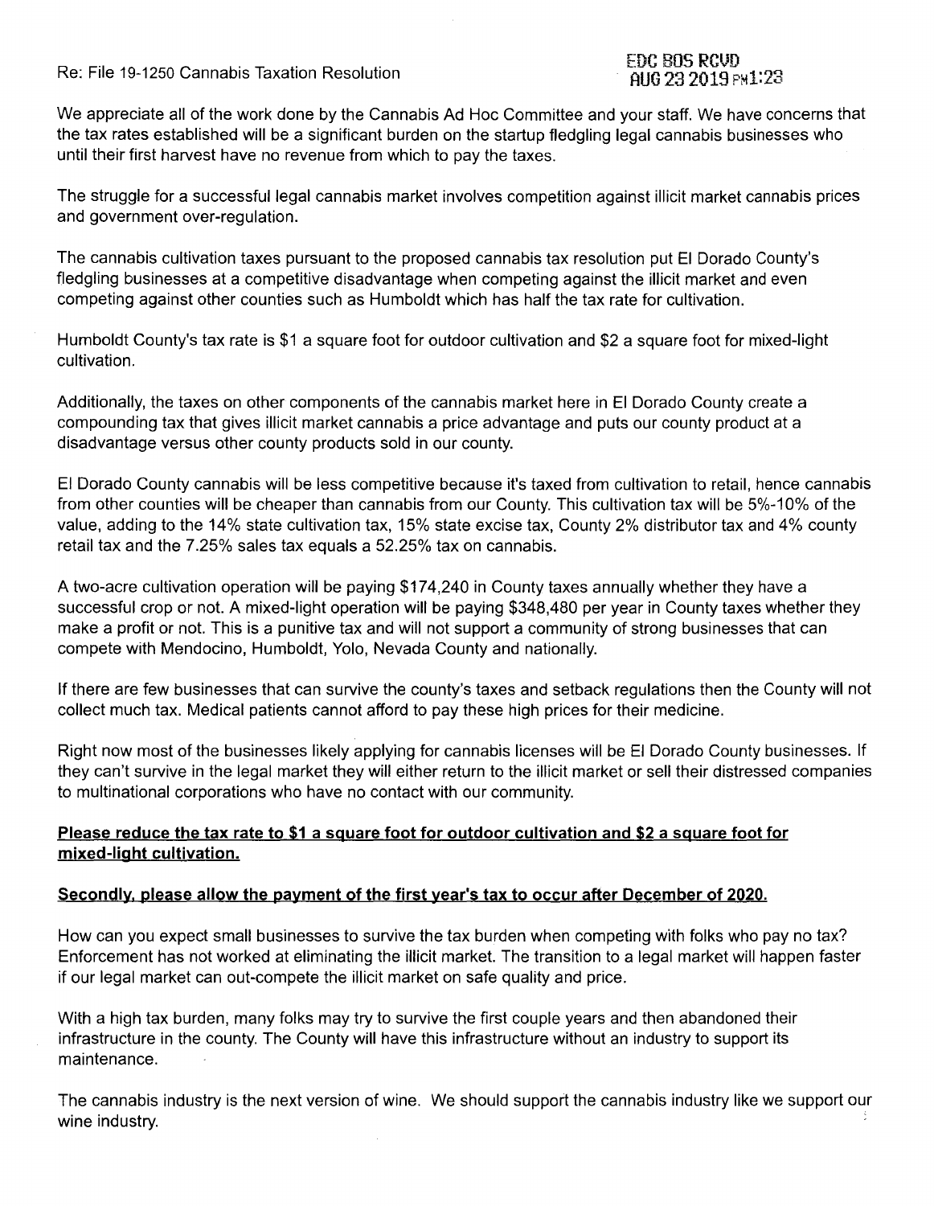Re: File 19-1250 Cannabis Taxation Resolution

EDC BOS RCVD
AUG 23 2019 PM1:23

We appreciate all of the work done by the Cannabis Ad Hoc Committee and your staff. We have concerns that the tax rates established will be a significant burden on the startup fledgling legal cannabis businesses who until their first harvest have no revenue from which to pay the taxes.

The struggle for a successful legal cannabis market involves competition against illicit market cannabis prices and government over-regulation.

The cannabis cultivation taxes pursuant to the proposed cannabis tax resolution put El Dorado County's fledgling businesses at a competitive disadvantage when competing against the illicit market and even competing against other counties such as Humboldt which has half the tax rate for cultivation.

Humboldt County's tax rate is $1 a square foot for outdoor cultivation and $2 a square foot for mixed-light cultivation.

Additionally, the taxes on other components of the cannabis market here in El Dorado County create a compounding tax that gives illicit market cannabis a price advantage and puts our county product at a disadvantage versus other county products sold in our county.

El Dorado County cannabis will be less competitive because it's taxed from cultivation to retail, hence cannabis from other counties will be cheaper than cannabis from our County. This cultivation tax will be 5%-10% of the value, adding to the 14% state cultivation tax, 15% state excise tax, County 2% distributor tax and 4% county retail tax and the 7.25% sales tax equals a 52.25% tax on cannabis.

A two-acre cultivation operation will be paying $174,240 in County taxes annually whether they have a successful crop or not. A mixed-light operation will be paying $348,480 per year in County taxes whether they make a profit or not. This is a punitive tax and will not support a community of strong businesses that can compete with Mendocino, Humboldt, Yolo, Nevada County and nationally.

If there are few businesses that can survive the county's taxes and setback regulations then the County will not collect much tax. Medical patients cannot afford to pay these high prices for their medicine.

Right now most of the businesses likely applying for cannabis licenses will be El Dorado County businesses. If they can't survive in the legal market they will either return to the illicit market or sell their distressed companies to multinational corporations who have no contact with our community.

**Please reduce the tax rate to $1 a square foot for outdoor cultivation and $2 a square foot for mixed-light cultivation.**

**Secondly, please allow the payment of the first year's tax to occur after December of 2020.**

How can you expect small businesses to survive the tax burden when competing with folks who pay no tax? Enforcement has not worked at eliminating the illicit market. The transition to a legal market will happen faster if our legal market can out-compete the illicit market on safe quality and price.

With a high tax burden, many folks may try to survive the first couple years and then abandoned their infrastructure in the county. The County will have this infrastructure without an industry to support its maintenance.

The cannabis industry is the next version of wine. We should support the cannabis industry like we support our wine industry.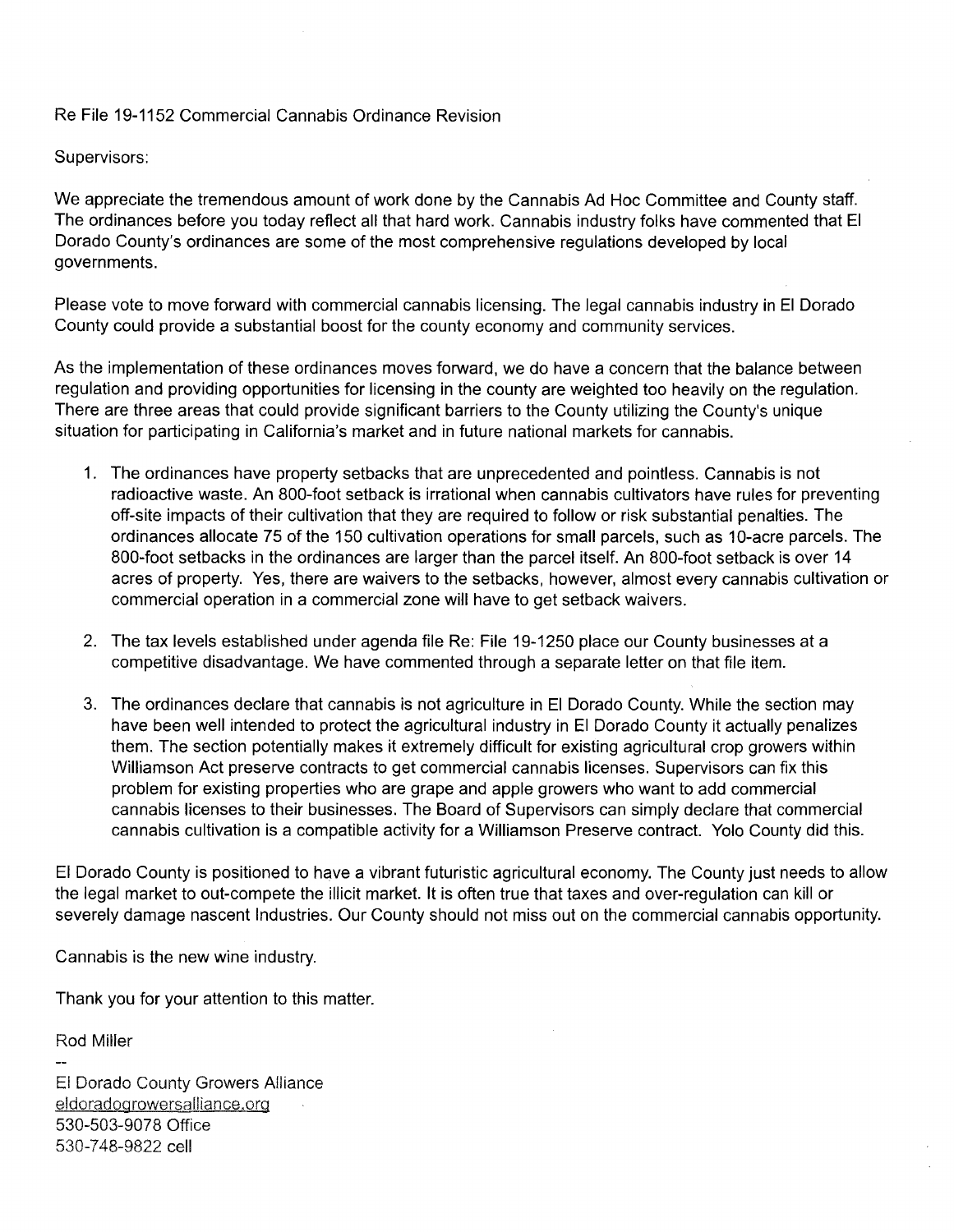Re File 19-1152 Commercial Cannabis Ordinance Revision

Supervisors:

We appreciate the tremendous amount of work done by the Cannabis Ad Hoc Committee and County staff. The ordinances before you today reflect all that hard work. Cannabis industry folks have commented that El Dorado County's ordinances are some of the most comprehensive regulations developed by local governments.

Please vote to move forward with commercial cannabis licensing. The legal cannabis industry in El Dorado County could provide a substantial boost for the county economy and community services.

As the implementation of these ordinances moves forward, we do have a concern that the balance between regulation and providing opportunities for licensing in the county are weighted too heavily on the regulation. There are three areas that could provide significant barriers to the County utilizing the County's unique situation for participating in California's market and in future national markets for cannabis.

1. The ordinances have property setbacks that are unprecedented and pointless. Cannabis is not radioactive waste. An 800-foot setback is irrational when cannabis cultivators have rules for preventing off-site impacts of their cultivation that they are required to follow or risk substantial penalties. The ordinances allocate 75 of the 150 cultivation operations for small parcels, such as 10-acre parcels. The 800-foot setbacks in the ordinances are larger than the parcel itself. An 800-foot setback is over 14 acres of property. Yes, there are waivers to the setbacks, however, almost every cannabis cultivation or commercial operation in a commercial zone will have to get setback waivers.

2. The tax levels established under agenda file Re: File 19-1250 place our County businesses at a competitive disadvantage. We have commented through a separate letter on that file item.

3. The ordinances declare that cannabis is not agriculture in El Dorado County. While the section may have been well intended to protect the agricultural industry in El Dorado County it actually penalizes them. The section potentially makes it extremely difficult for existing agricultural crop growers within Williamson Act preserve contracts to get commercial cannabis licenses. Supervisors can fix this problem for existing properties who are grape and apple growers who want to add commercial cannabis licenses to their businesses. The Board of Supervisors can simply declare that commercial cannabis cultivation is a compatible activity for a Williamson Preserve contract. Yolo County did this.

El Dorado County is positioned to have a vibrant futuristic agricultural economy. The County just needs to allow the legal market to out-compete the illicit market. It is often true that taxes and over-regulation can kill or severely damage nascent Industries. Our County should not miss out on the commercial cannabis opportunity.

Cannabis is the new wine industry.

Thank you for your attention to this matter.

Rod Miller

--

El Dorado County Growers Alliance
eldoradogrowersalliance.org
530-503-9078 Office
530-748-9822 cell